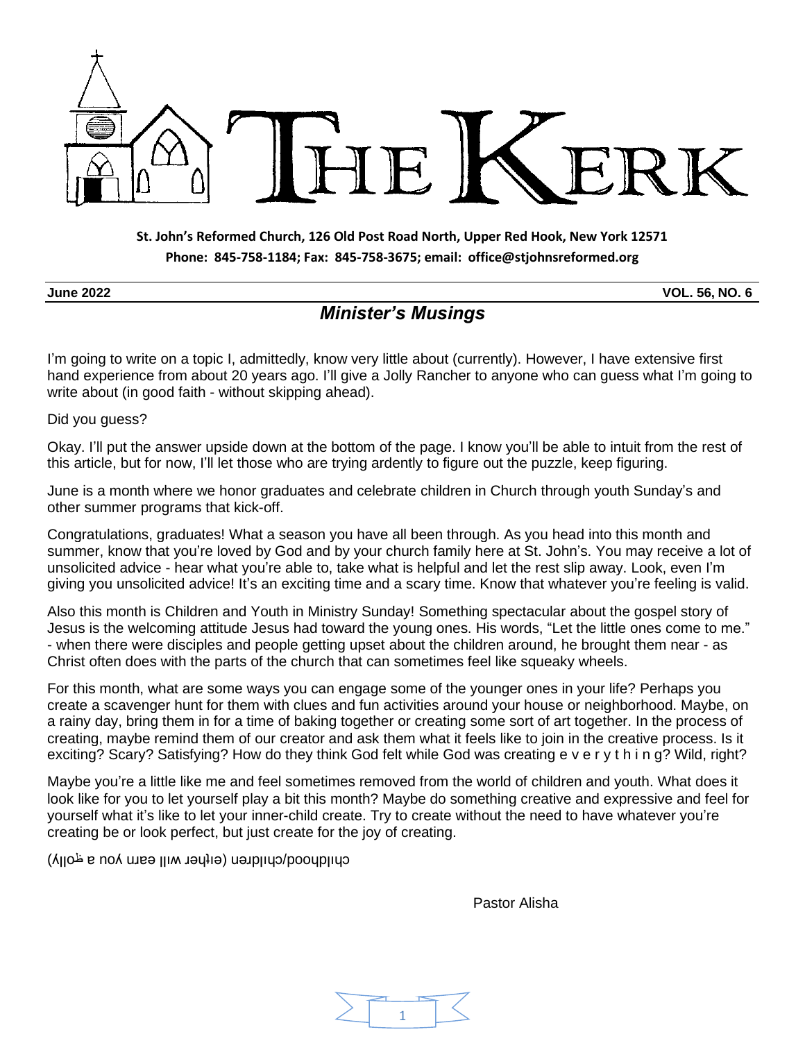# THE KERK

**St. John's Reformed Church, 126 Old Post Road North, Upper Red Hook, New York 12571**
**Phone: 845-758-1184; Fax: 845-758-3675; email: office@stjohnsreformed.org**

**June 2022** **VOL. 56, NO. 6**

## *Minister's Musings*

I'm going to write on a topic I, admittedly, know very little about (currently). However, I have extensive first hand experience from about 20 years ago. I'll give a Jolly Rancher to anyone who can guess what I'm going to write about (in good faith - without skipping ahead).

Did you guess?

Okay. I'll put the answer upside down at the bottom of the page. I know you'll be able to intuit from the rest of this article, but for now, I'll let those who are trying ardently to figure out the puzzle, keep figuring.

June is a month where we honor graduates and celebrate children in Church through youth Sunday's and other summer programs that kick-off.

Congratulations, graduates! What a season you have all been through. As you head into this month and summer, know that you're loved by God and by your church family here at St. John's. You may receive a lot of unsolicited advice - hear what you're able to, take what is helpful and let the rest slip away. Look, even I'm giving you unsolicited advice! It's an exciting time and a scary time. Know that whatever you're feeling is valid.

Also this month is Children and Youth in Ministry Sunday! Something spectacular about the gospel story of Jesus is the welcoming attitude Jesus had toward the young ones. His words, "Let the little ones come to me." - when there were disciples and people getting upset about the children around, he brought them near - as Christ often does with the parts of the church that can sometimes feel like squeaky wheels.

For this month, what are some ways you can engage some of the younger ones in your life? Perhaps you create a scavenger hunt for them with clues and fun activities around your house or neighborhood. Maybe, on a rainy day, bring them in for a time of baking together or creating some sort of art together. In the process of creating, maybe remind them of our creator and ask them what it feels like to join in the creative process. Is it exciting? Scary? Satisfying? How do they think God felt while God was creating e v e r y t h i n g? Wild, right?

Maybe you're a little like me and feel sometimes removed from the world of children and youth. What does it look like for you to let yourself play a bit this month? Maybe do something creative and expressive and feel for yourself what it's like to let your inner-child create. Try to create without the need to have whatever you're creating be or look perfect, but just create for the joy of creating.

childhood/children (either will earn you a Jolly)

Pastor Alisha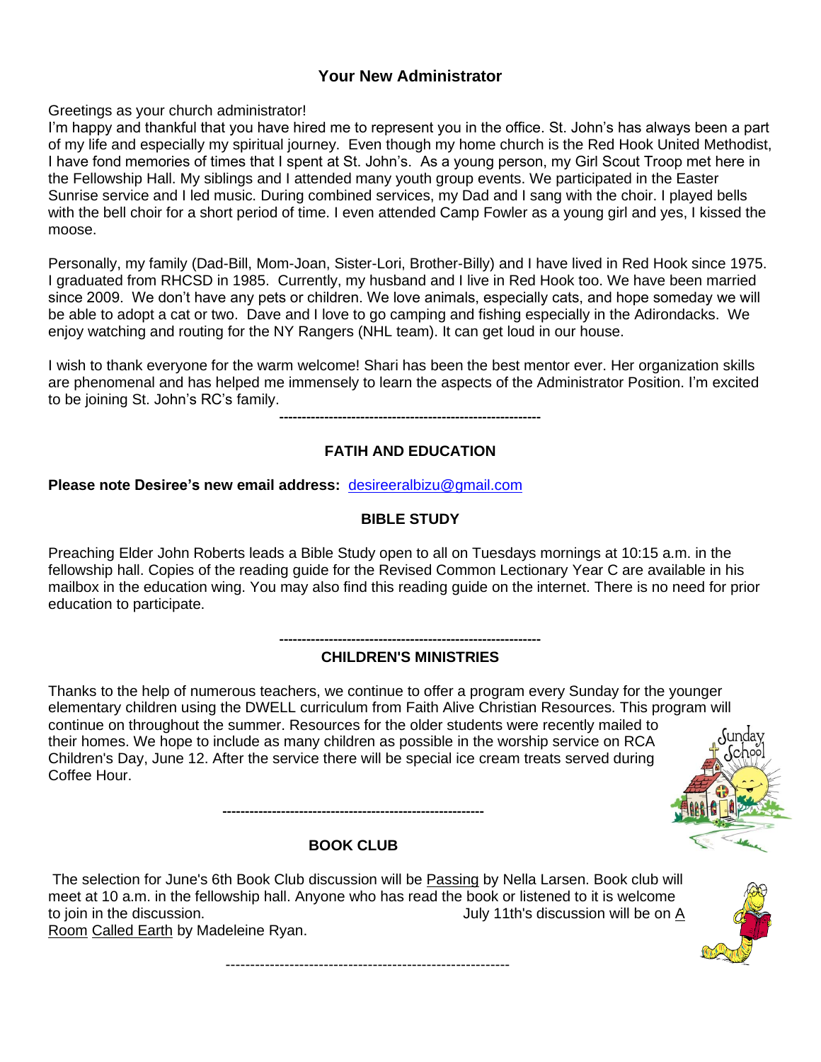## Your New Administrator

Greetings as your church administrator!
I'm happy and thankful that you have hired me to represent you in the office. St. John's has always been a part of my life and especially my spiritual journey. Even though my home church is the Red Hook United Methodist, I have fond memories of times that I spent at St. John's. As a young person, my Girl Scout Troop met here in the Fellowship Hall. My siblings and I attended many youth group events. We participated in the Easter Sunrise service and I led music. During combined services, my Dad and I sang with the choir. I played bells with the bell choir for a short period of time. I even attended Camp Fowler as a young girl and yes, I kissed the moose.

Personally, my family (Dad-Bill, Mom-Joan, Sister-Lori, Brother-Billy) and I have lived in Red Hook since 1975. I graduated from RHCSD in 1985. Currently, my husband and I live in Red Hook too. We have been married since 2009. We don't have any pets or children. We love animals, especially cats, and hope someday we will be able to adopt a cat or two. Dave and I love to go camping and fishing especially in the Adirondacks. We enjoy watching and routing for the NY Rangers (NHL team). It can get loud in our house.

I wish to thank everyone for the warm welcome! Shari has been the best mentor ever. Her organization skills are phenomenal and has helped me immensely to learn the aspects of the Administrator Position. I'm excited to be joining St. John's RC's family.

---

## FATIH AND EDUCATION

**Please note Desiree's new email address:** desireeralbizu@gmail.com

### BIBLE STUDY

Preaching Elder John Roberts leads a Bible Study open to all on Tuesdays mornings at 10:15 a.m. in the fellowship hall. Copies of the reading guide for the Revised Common Lectionary Year C are available in his mailbox in the education wing. You may also find this reading guide on the internet. There is no need for prior education to participate.

---

### CHILDREN'S MINISTRIES

Thanks to the help of numerous teachers, we continue to offer a program every Sunday for the younger elementary children using the DWELL curriculum from Faith Alive Christian Resources. This program will continue on throughout the summer. Resources for the older students were recently mailed to their homes. We hope to include as many children as possible in the worship service on RCA Children's Day, June 12. After the service there will be special ice cream treats served during Coffee Hour.

---

### BOOK CLUB

The selection for June's 6th Book Club discussion will be Passing by Nella Larsen. Book club will meet at 10 a.m. in the fellowship hall. Anyone who has read the book or listened to it is welcome to join in the discussion. July 11th's discussion will be on A Room Called Earth by Madeleine Ryan.

---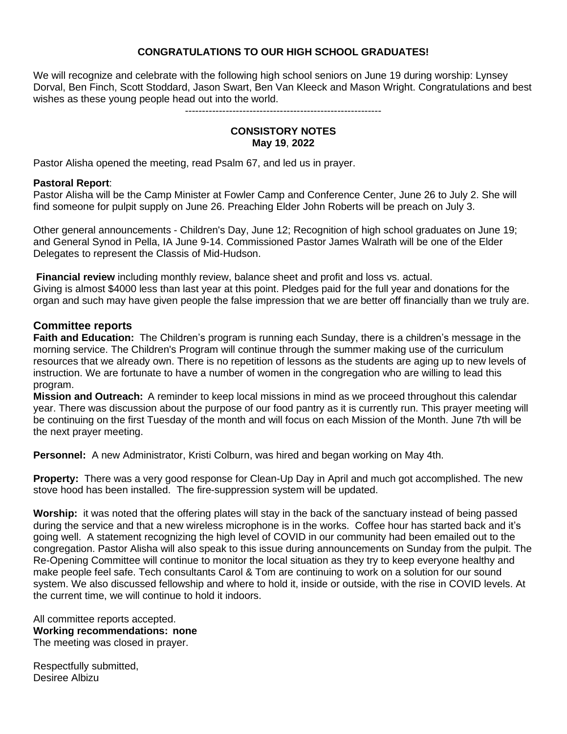**CONGRATULATIONS TO OUR HIGH SCHOOL GRADUATES!**

We will recognize and celebrate with the following high school seniors on June 19 during worship: Lynsey Dorval, Ben Finch, Scott Stoddard, Jason Swart, Ben Van Kleeck and Mason Wright. Congratulations and best wishes as these young people head out into the world.

----------------------------------------------------------

**CONSISTORY NOTES**
**May 19, 2022**

Pastor Alisha opened the meeting, read Psalm 67, and led us in prayer.

**Pastoral Report**:
Pastor Alisha will be the Camp Minister at Fowler Camp and Conference Center, June 26 to July 2. She will find someone for pulpit supply on June 26. Preaching Elder John Roberts will be preach on July 3.

Other general announcements - Children's Day, June 12; Recognition of high school graduates on June 19; and General Synod in Pella, IA June 9-14. Commissioned Pastor James Walrath will be one of the Elder Delegates to represent the Classis of Mid-Hudson.

**Financial review** including monthly review, balance sheet and profit and loss vs. actual.
Giving is almost $4000 less than last year at this point. Pledges paid for the full year and donations for the organ and such may have given people the false impression that we are better off financially than we truly are.

## Committee reports

**Faith and Education:** The Children's program is running each Sunday, there is a children's message in the morning service. The Children's Program will continue through the summer making use of the curriculum resources that we already own. There is no repetition of lessons as the students are aging up to new levels of instruction. We are fortunate to have a number of women in the congregation who are willing to lead this program.

**Mission and Outreach:** A reminder to keep local missions in mind as we proceed throughout this calendar year. There was discussion about the purpose of our food pantry as it is currently run. This prayer meeting will be continuing on the first Tuesday of the month and will focus on each Mission of the Month. June 7th will be the next prayer meeting.

**Personnel:** A new Administrator, Kristi Colburn, was hired and began working on May 4th.

**Property:** There was a very good response for Clean-Up Day in April and much got accomplished. The new stove hood has been installed. The fire-suppression system will be updated.

**Worship:** it was noted that the offering plates will stay in the back of the sanctuary instead of being passed during the service and that a new wireless microphone is in the works. Coffee hour has started back and it's going well. A statement recognizing the high level of COVID in our community had been emailed out to the congregation. Pastor Alisha will also speak to this issue during announcements on Sunday from the pulpit. The Re-Opening Committee will continue to monitor the local situation as they try to keep everyone healthy and make people feel safe. Tech consultants Carol & Tom are continuing to work on a solution for our sound system. We also discussed fellowship and where to hold it, inside or outside, with the rise in COVID levels. At the current time, we will continue to hold it indoors.

All committee reports accepted.
**Working recommendations: none**
The meeting was closed in prayer.

Respectfully submitted,
Desiree Albizu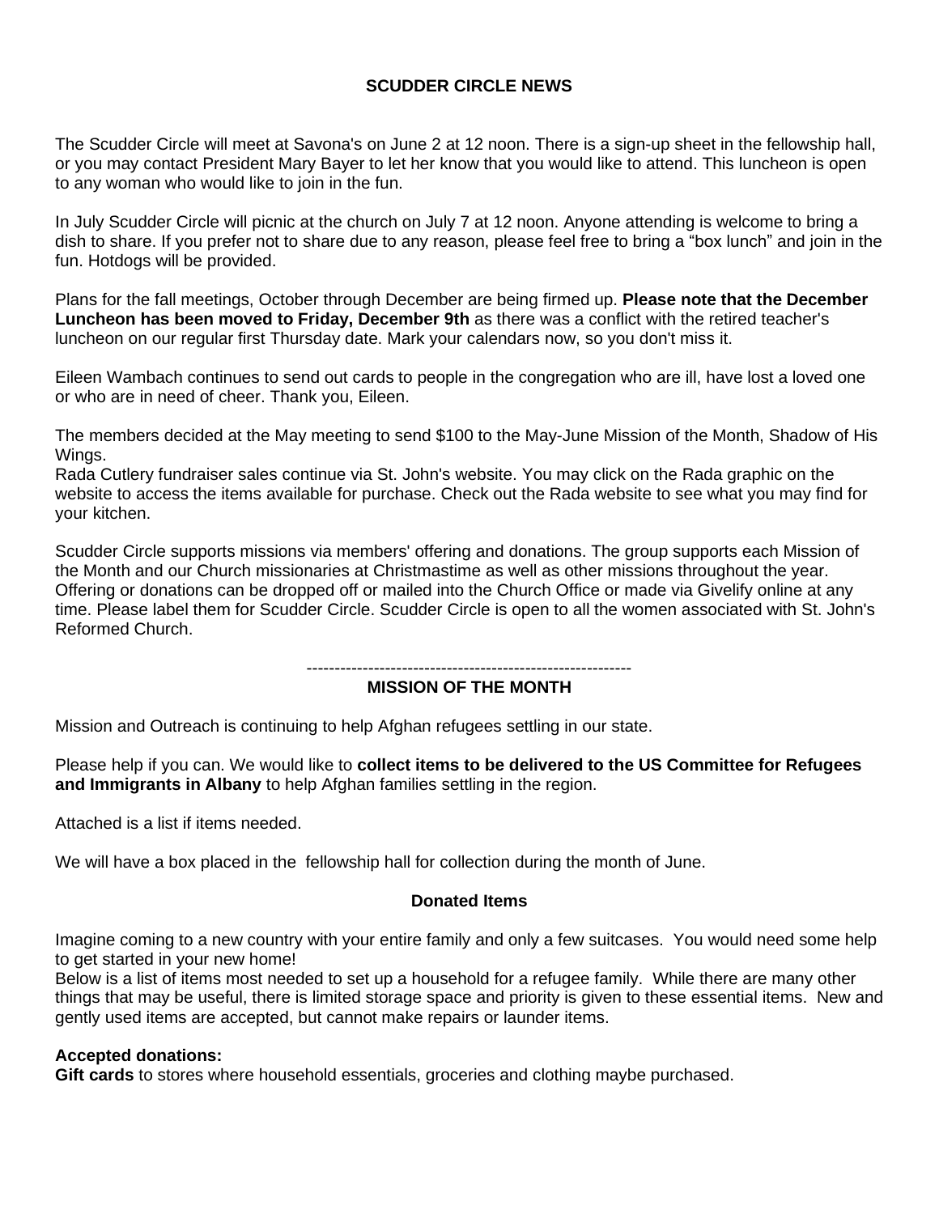## SCUDDER CIRCLE NEWS

The Scudder Circle will meet at Savona's on June 2 at 12 noon. There is a sign-up sheet in the fellowship hall, or you may contact President Mary Bayer to let her know that you would like to attend. This luncheon is open to any woman who would like to join in the fun.

In July Scudder Circle will picnic at the church on July 7 at 12 noon. Anyone attending is welcome to bring a dish to share. If you prefer not to share due to any reason, please feel free to bring a “box lunch” and join in the fun. Hotdogs will be provided.

Plans for the fall meetings, October through December are being firmed up. **Please note that the December Luncheon has been moved to Friday, December 9th** as there was a conflict with the retired teacher's luncheon on our regular first Thursday date. Mark your calendars now, so you don't miss it.

Eileen Wambach continues to send out cards to people in the congregation who are ill, have lost a loved one or who are in need of cheer. Thank you, Eileen.

The members decided at the May meeting to send $100 to the May-June Mission of the Month, Shadow of His Wings.
Rada Cutlery fundraiser sales continue via St. John's website. You may click on the Rada graphic on the website to access the items available for purchase. Check out the Rada website to see what you may find for your kitchen.

Scudder Circle supports missions via members' offering and donations. The group supports each Mission of the Month and our Church missionaries at Christmastime as well as other missions throughout the year. Offering or donations can be dropped off or mailed into the Church Office or made via Givelify online at any time. Please label them for Scudder Circle. Scudder Circle is open to all the women associated with St. John's Reformed Church.

-----------------------------------------------------------

## MISSION OF THE MONTH

Mission and Outreach is continuing to help Afghan refugees settling in our state.

Please help if you can. We would like to **collect items to be delivered to the US Committee for Refugees and Immigrants in Albany** to help Afghan families settling in the region.

Attached is a list if items needed.

We will have a box placed in the fellowship hall for collection during the month of June.

### Donated Items

Imagine coming to a new country with your entire family and only a few suitcases. You would need some help to get started in your new home!
Below is a list of items most needed to set up a household for a refugee family. While there are many other things that may be useful, there is limited storage space and priority is given to these essential items. New and gently used items are accepted, but cannot make repairs or launder items.

**Accepted donations:**
**Gift cards** to stores where household essentials, groceries and clothing maybe purchased.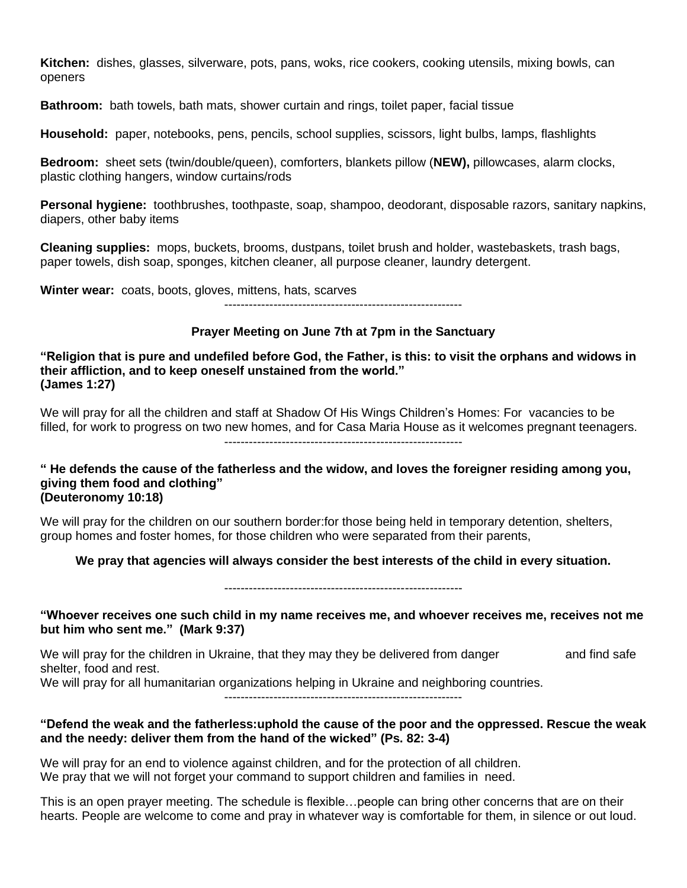**Kitchen:** dishes, glasses, silverware, pots, pans, woks, rice cookers, cooking utensils, mixing bowls, can openers

**Bathroom:** bath towels, bath mats, shower curtain and rings, toilet paper, facial tissue

**Household:** paper, notebooks, pens, pencils, school supplies, scissors, light bulbs, lamps, flashlights

**Bedroom:** sheet sets (twin/double/queen), comforters, blankets pillow (**NEW),** pillowcases, alarm clocks, plastic clothing hangers, window curtains/rods

**Personal hygiene:** toothbrushes, toothpaste, soap, shampoo, deodorant, disposable razors, sanitary napkins, diapers, other baby items

**Cleaning supplies:** mops, buckets, brooms, dustpans, toilet brush and holder, wastebaskets, trash bags, paper towels, dish soap, sponges, kitchen cleaner, all purpose cleaner, laundry detergent.

**Winter wear:** coats, boots, gloves, mittens, hats, scarves

----------------------------------------------------------

**Prayer Meeting on June 7th at 7pm in the Sanctuary**

**"Religion that is pure and undefiled before God, the Father, is this: to visit the orphans and widows in their affliction, and to keep oneself unstained from the world." (James 1:27)**

We will pray for all the children and staff at Shadow Of His Wings Children's Homes: For vacancies to be filled, for work to progress on two new homes, and for Casa Maria House as it welcomes pregnant teenagers.

----------------------------------------------------------

**" He defends the cause of the fatherless and the widow, and loves the foreigner residing among you, giving them food and clothing" (Deuteronomy 10:18)**

We will pray for the children on our southern border:for those being held in temporary detention, shelters, group homes and foster homes, for those children who were separated from their parents,

**We pray that agencies will always consider the best interests of the child in every situation.**

----------------------------------------------------------

**"Whoever receives one such child in my name receives me, and whoever receives me, receives not me but him who sent me." (Mark 9:37)**

We will pray for the children in Ukraine, that they may they be delivered from danger and find safe shelter, food and rest.
We will pray for all humanitarian organizations helping in Ukraine and neighboring countries.

----------------------------------------------------------

**"Defend the weak and the fatherless:uphold the cause of the poor and the oppressed. Rescue the weak and the needy: deliver them from the hand of the wicked" (Ps. 82: 3-4)**

We will pray for an end to violence against children, and for the protection of all children.
We pray that we will not forget your command to support children and families in need.

This is an open prayer meeting. The schedule is flexible…people can bring other concerns that are on their hearts. People are welcome to come and pray in whatever way is comfortable for them, in silence or out loud.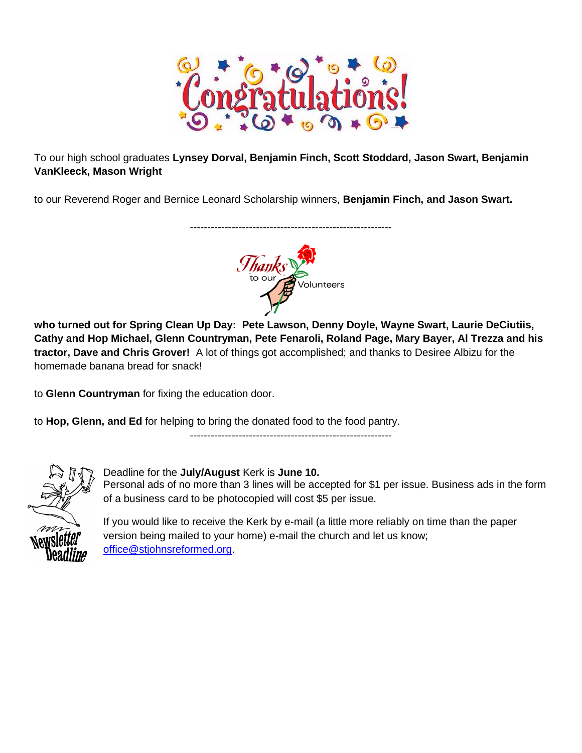# Congratulations!

To our high school graduates **Lynsey Dorval, Benjamin Finch, Scott Stoddard, Jason Swart, Benjamin VanKleeck, Mason Wright**

to our Reverend Roger and Bernice Leonard Scholarship winners, **Benjamin Finch, and Jason Swart.**

---

## Thanks to our Volunteers

**who turned out for Spring Clean Up Day: Pete Lawson, Denny Doyle, Wayne Swart, Laurie DeCiutiis, Cathy and Hop Michael, Glenn Countryman, Pete Fenaroli, Roland Page, Mary Bayer, Al Trezza and his tractor, Dave and Chris Grover!** A lot of things got accomplished; and thanks to Desiree Albizu for the homemade banana bread for snack!

to **Glenn Countryman** for fixing the education door.

to **Hop, Glenn, and Ed** for helping to bring the donated food to the food pantry.

---

## Newsletter Deadline

Deadline for the **July/August** Kerk is **June 10.**
Personal ads of no more than 3 lines will be accepted for $1 per issue. Business ads in the form of a business card to be photocopied will cost $5 per issue.

If you would like to receive the Kerk by e-mail (a little more reliably on time than the paper version being mailed to your home) e-mail the church and let us know; office@stjohnsreformed.org.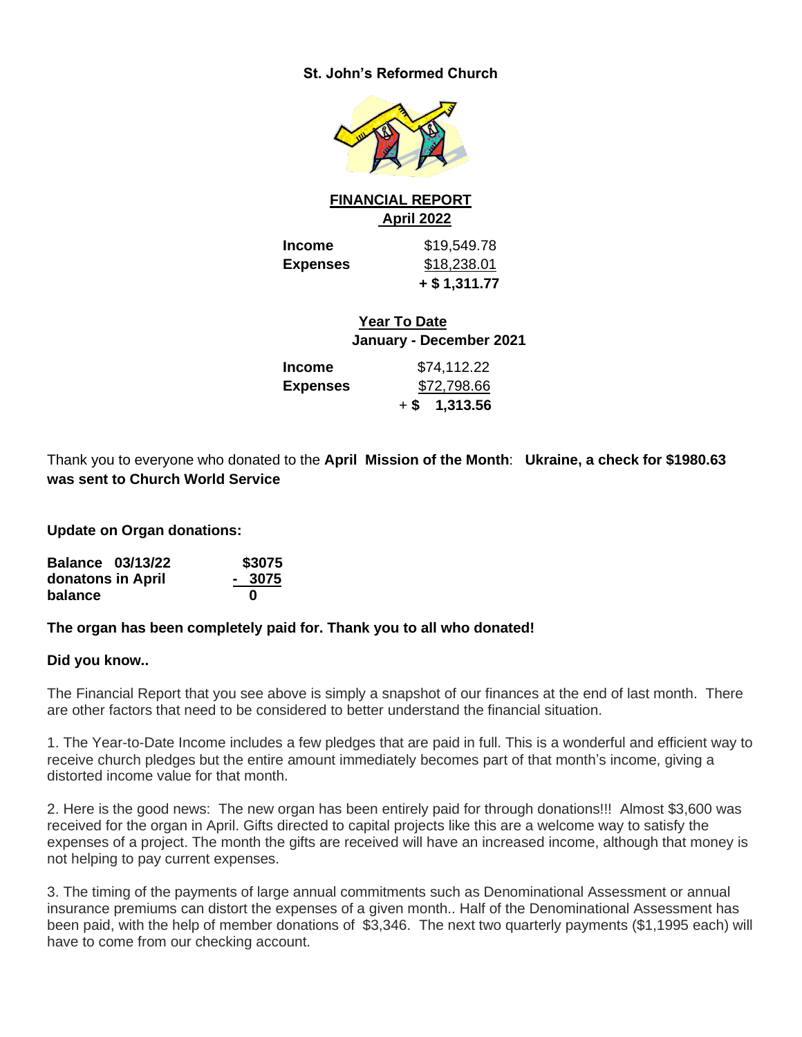# St. John's Reformed Church

## FINANCIAL REPORT
## April 2022

| | |
|---|---|
| **Income** | $19,549.78 |
| **Expenses** | $18,238.01 |
| | **+ $ 1,311.77** |

### Year To Date
### January - December 2021

| | |
|---|---|
| **Income** | $74,112.22 |
| **Expenses** | $72,798.66 |
| | + **$ 1,313.56** |

Thank you to everyone who donated to the **April Mission of the Month**: **Ukraine, a check for $1980.63 was sent to Church World Service**

**Update on Organ donations:**

| | |
|---|---|
| **Balance 03/13/22** | **$3075** |
| **donatons in April** | **- 3075** |
| **balance** | **0** |

**The organ has been completely paid for. Thank you to all who donated!**

**Did you know..**

The Financial Report that you see above is simply a snapshot of our finances at the end of last month. There are other factors that need to be considered to better understand the financial situation.

1. The Year-to-Date Income includes a few pledges that are paid in full. This is a wonderful and efficient way to receive church pledges but the entire amount immediately becomes part of that month's income, giving a distorted income value for that month.

2. Here is the good news: The new organ has been entirely paid for through donations!!! Almost $3,600 was received for the organ in April. Gifts directed to capital projects like this are a welcome way to satisfy the expenses of a project. The month the gifts are received will have an increased income, although that money is not helping to pay current expenses.

3. The timing of the payments of large annual commitments such as Denominational Assessment or annual insurance premiums can distort the expenses of a given month.. Half of the Denominational Assessment has been paid, with the help of member donations of $3,346. The next two quarterly payments ($1,1995 each) will have to come from our checking account.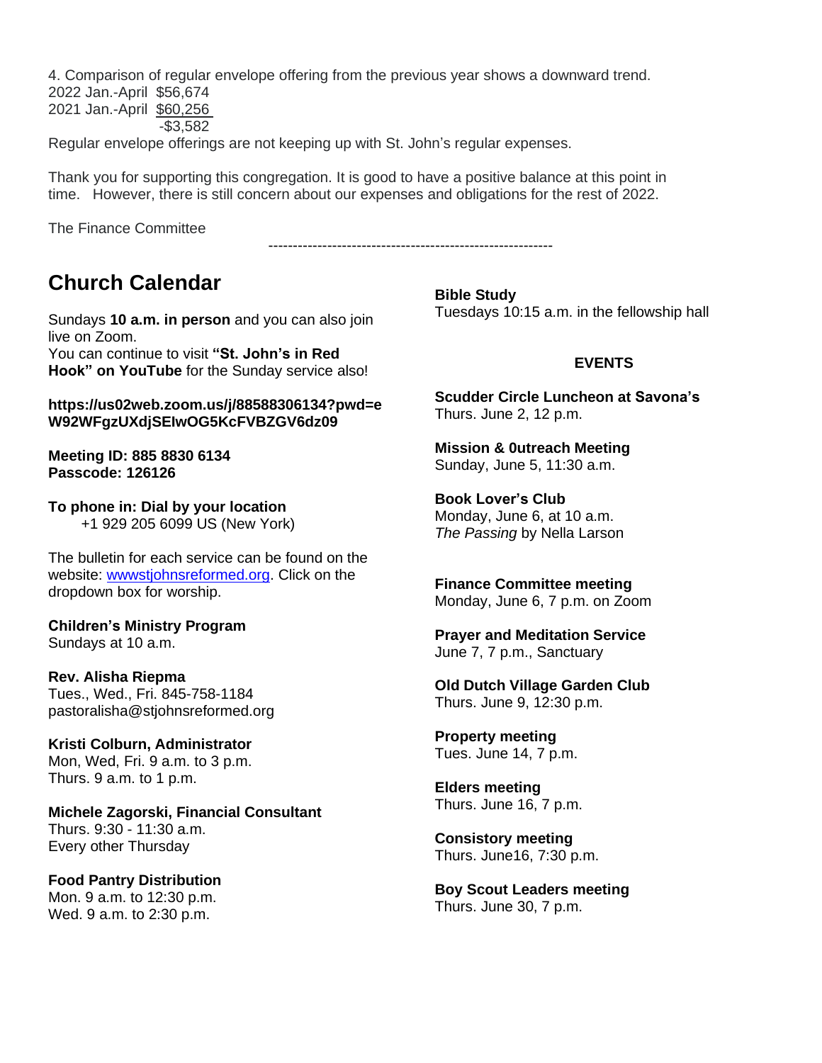4. Comparison of regular envelope offering from the previous year shows a downward trend.

2022 Jan.-April $56,674
2021 Jan.-April $60,256
-$3,582

Regular envelope offerings are not keeping up with St. John's regular expenses.

Thank you for supporting this congregation. It is good to have a positive balance at this point in time. However, there is still concern about our expenses and obligations for the rest of 2022.

The Finance Committee

---

## Church Calendar

Sundays **10 a.m. in person** and you can also join live on Zoom.
You can continue to visit **"St. John's in Red Hook" on YouTube** for the Sunday service also!

**https://us02web.zoom.us/j/88588306134?pwd=eW92WFgzUXdjSElwOG5KcFVBZGV6dz09**

**Meeting ID: 885 8830 6134**
**Passcode: 126126**

**To phone in: Dial by your location**
+1 929 205 6099 US (New York)

The bulletin for each service can be found on the website: wwwstjohnsreformed.org. Click on the dropdown box for worship.

**Children's Ministry Program**
Sundays at 10 a.m.

**Rev. Alisha Riepma**
Tues., Wed., Fri. 845-758-1184
pastoralisha@stjohnsreformed.org

**Kristi Colburn, Administrator**
Mon, Wed, Fri. 9 a.m. to 3 p.m.
Thurs. 9 a.m. to 1 p.m.

**Michele Zagorski, Financial Consultant**
Thurs. 9:30 - 11:30 a.m.
Every other Thursday

**Food Pantry Distribution**
Mon. 9 a.m. to 12:30 p.m.
Wed. 9 a.m. to 2:30 p.m.

**Bible Study**
Tuesdays 10:15 a.m. in the fellowship hall

**EVENTS**

**Scudder Circle Luncheon at Savona's**
Thurs. June 2, 12 p.m.

**Mission & 0utreach Meeting**
Sunday, June 5, 11:30 a.m.

**Book Lover's Club**
Monday, June 6, at 10 a.m.
*The Passing* by Nella Larson

**Finance Committee meeting**
Monday, June 6, 7 p.m. on Zoom

**Prayer and Meditation Service**
June 7, 7 p.m., Sanctuary

**Old Dutch Village Garden Club**
Thurs. June 9, 12:30 p.m.

**Property meeting**
Tues. June 14, 7 p.m.

**Elders meeting**
Thurs. June 16, 7 p.m.

**Consistory meeting**
Thurs. June16, 7:30 p.m.

**Boy Scout Leaders meeting**
Thurs. June 30, 7 p.m.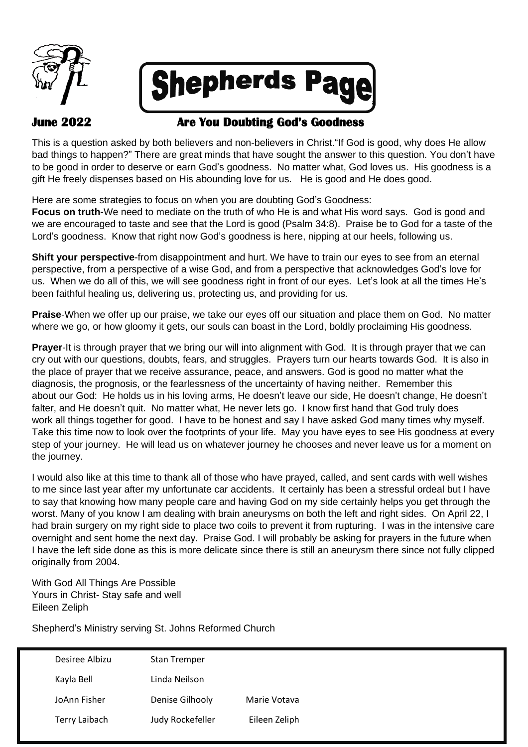# Shepherds Page

**June 2022**

## Are You Doubting God's Goodness

This is a question asked by both believers and non-believers in Christ."If God is good, why does He allow bad things to happen?" There are great minds that have sought the answer to this question. You don't have to be good in order to deserve or earn God's goodness. No matter what, God loves us. His goodness is a gift He freely dispenses based on His abounding love for us. He is good and He does good.

Here are some strategies to focus on when you are doubting God's Goodness:

**Focus on truth-**We need to mediate on the truth of who He is and what His word says. God is good and we are encouraged to taste and see that the Lord is good (Psalm 34:8). Praise be to God for a taste of the Lord's goodness. Know that right now God's goodness is here, nipping at our heels, following us.

**Shift your perspective**-from disappointment and hurt. We have to train our eyes to see from an eternal perspective, from a perspective of a wise God, and from a perspective that acknowledges God's love for us. When we do all of this, we will see goodness right in front of our eyes. Let's look at all the times He's been faithful healing us, delivering us, protecting us, and providing for us.

**Praise**-When we offer up our praise, we take our eyes off our situation and place them on God. No matter where we go, or how gloomy it gets, our souls can boast in the Lord, boldly proclaiming His goodness.

**Prayer**-It is through prayer that we bring our will into alignment with God. It is through prayer that we can cry out with our questions, doubts, fears, and struggles. Prayers turn our hearts towards God. It is also in the place of prayer that we receive assurance, peace, and answers. God is good no matter what the diagnosis, the prognosis, or the fearlessness of the uncertainty of having neither. Remember this about our God: He holds us in his loving arms, He doesn't leave our side, He doesn't change, He doesn't falter, and He doesn't quit. No matter what, He never lets go. I know first hand that God truly does work all things together for good. I have to be honest and say I have asked God many times why myself. Take this time now to look over the footprints of your life. May you have eyes to see His goodness at every step of your journey. He will lead us on whatever journey he chooses and never leave us for a moment on the journey.

I would also like at this time to thank all of those who have prayed, called, and sent cards with well wishes to me since last year after my unfortunate car accidents. It certainly has been a stressful ordeal but I have to say that knowing how many people care and having God on my side certainly helps you get through the worst. Many of you know I am dealing with brain aneurysms on both the left and right sides. On April 22, I had brain surgery on my right side to place two coils to prevent it from rupturing. I was in the intensive care overnight and sent home the next day. Praise God. I will probably be asking for prayers in the future when I have the left side done as this is more delicate since there is still an aneurysm there since not fully clipped originally from 2004.

With God All Things Are Possible
Yours in Christ- Stay safe and well
Eileen Zeliph

Shepherd's Ministry serving St. Johns Reformed Church

| | | |
|---|---|---|
| Desiree Albizu | Stan Tremper | |
| Kayla Bell | Linda Neilson | |
| JoAnn Fisher | Denise Gilhooly | Marie Votava |
| Terry Laibach | Judy Rockefeller | Eileen Zeliph |